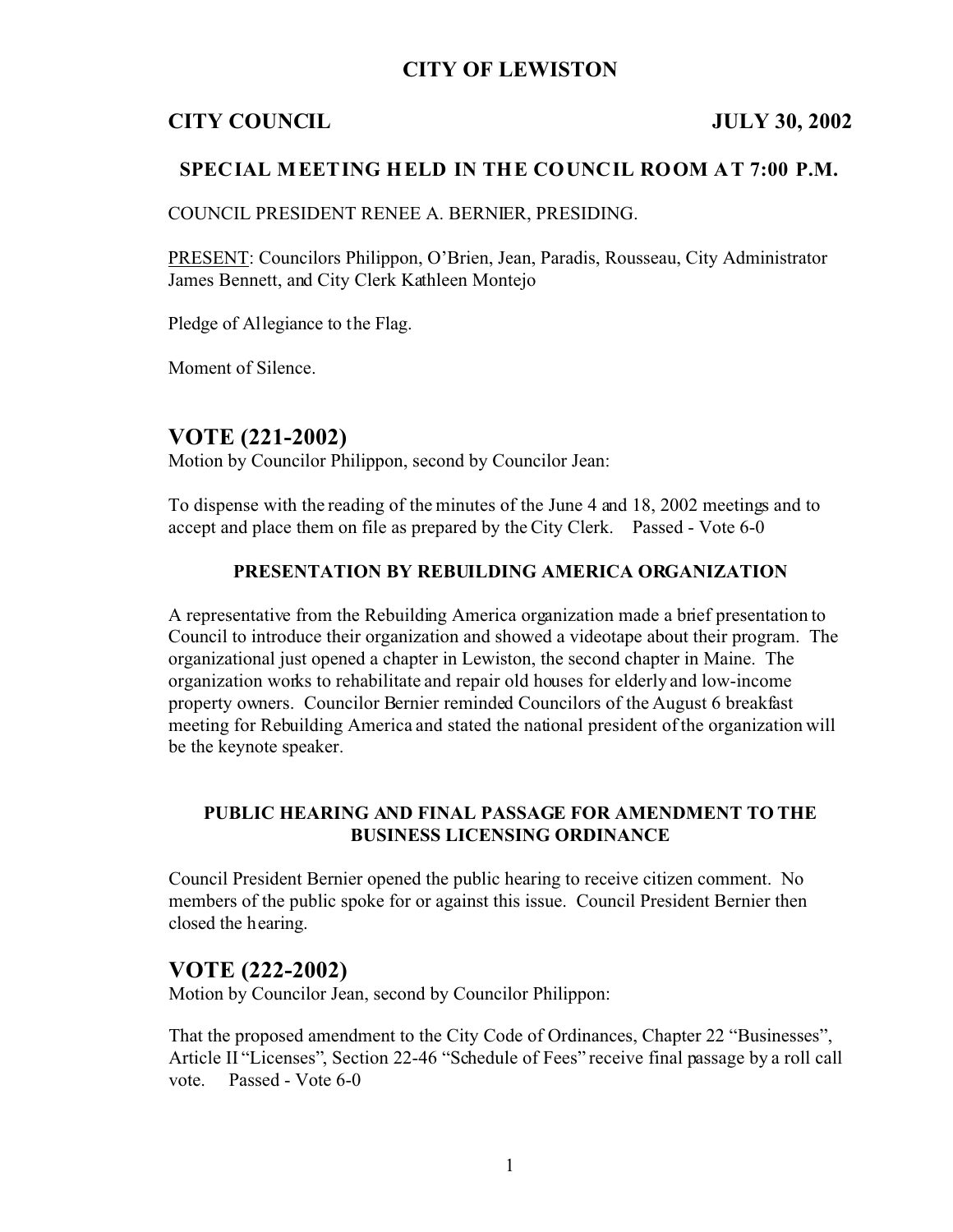# CITY OF LEWISTON

**CITY COUNCIL** **JULY 30, 2002**

### SPECIAL MEETING HELD IN THE COUNCIL ROOM AT 7:00 P.M.

COUNCIL PRESIDENT RENEE A. BERNIER, PRESIDING.

PRESENT: Councilors Philippon, O'Brien, Jean, Paradis, Rousseau, City Administrator James Bennett, and City Clerk Kathleen Montejo

Pledge of Allegiance to the Flag.

Moment of Silence.

## VOTE (221-2002)

Motion by Councilor Philippon, second by Councilor Jean:

To dispense with the reading of the minutes of the June 4 and 18, 2002 meetings and to accept and place them on file as prepared by the City Clerk. Passed - Vote 6-0

### PRESENTATION BY REBUILDING AMERICA ORGANIZATION

A representative from the Rebuilding America organization made a brief presentation to Council to introduce their organization and showed a videotape about their program. The organizational just opened a chapter in Lewiston, the second chapter in Maine. The organization works to rehabilitate and repair old houses for elderly and low-income property owners. Councilor Bernier reminded Councilors of the August 6 breakfast meeting for Rebuilding America and stated the national president of the organization will be the keynote speaker.

### PUBLIC HEARING AND FINAL PASSAGE FOR AMENDMENT TO THE BUSINESS LICENSING ORDINANCE

Council President Bernier opened the public hearing to receive citizen comment. No members of the public spoke for or against this issue. Council President Bernier then closed the hearing.

## VOTE (222-2002)

Motion by Councilor Jean, second by Councilor Philippon:

That the proposed amendment to the City Code of Ordinances, Chapter 22 "Businesses", Article II "Licenses", Section 22-46 "Schedule of Fees" receive final passage by a roll call vote. Passed - Vote 6-0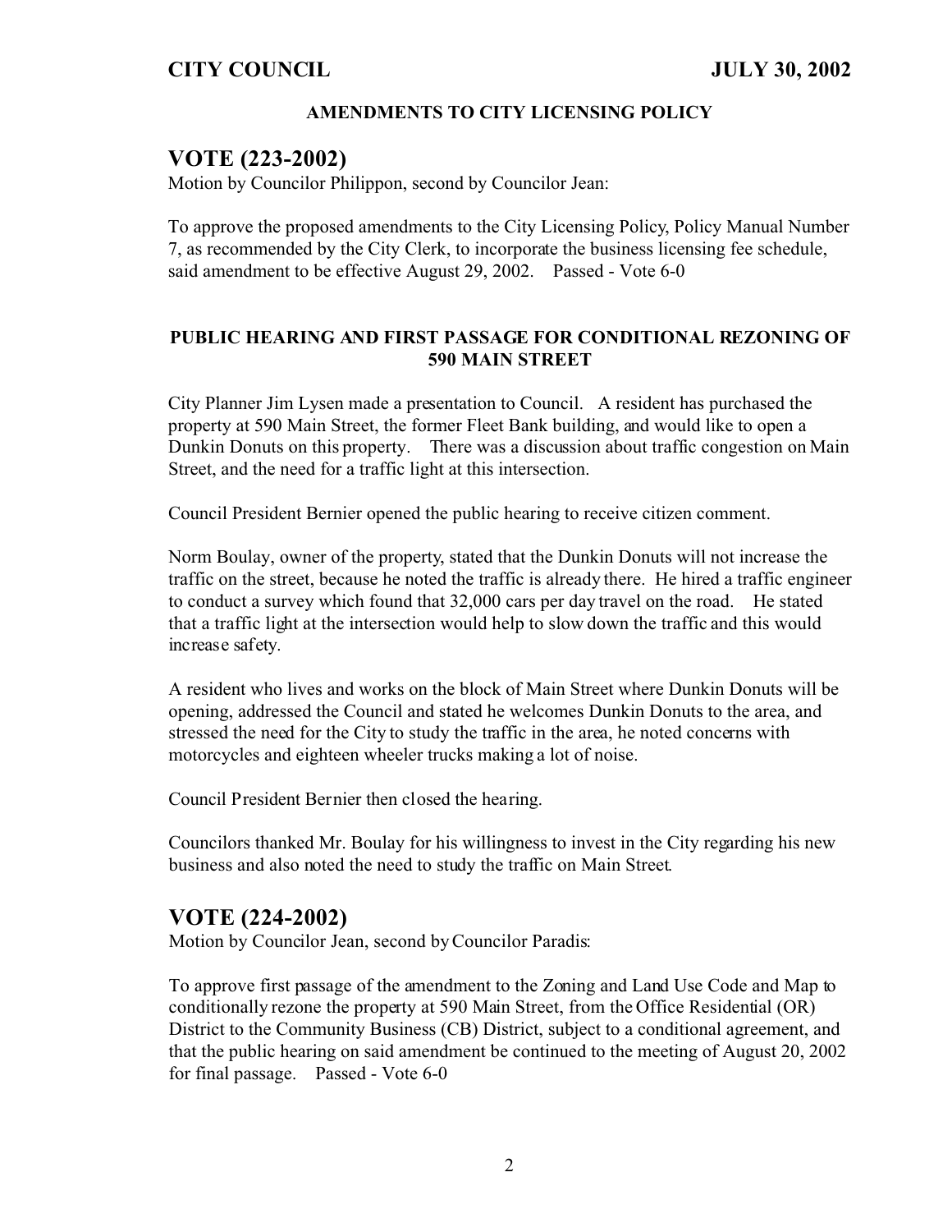**AMENDMENTS TO CITY LICENSING POLICY**

## VOTE (223-2002)

Motion by Councilor Philippon, second by Councilor Jean:

To approve the proposed amendments to the City Licensing Policy, Policy Manual Number 7, as recommended by the City Clerk, to incorporate the business licensing fee schedule, said amendment to be effective August 29, 2002. Passed - Vote 6-0

**PUBLIC HEARING AND FIRST PASSAGE FOR CONDITIONAL REZONING OF 590 MAIN STREET**

City Planner Jim Lysen made a presentation to Council. A resident has purchased the property at 590 Main Street, the former Fleet Bank building, and would like to open a Dunkin Donuts on this property. There was a discussion about traffic congestion on Main Street, and the need for a traffic light at this intersection.

Council President Bernier opened the public hearing to receive citizen comment.

Norm Boulay, owner of the property, stated that the Dunkin Donuts will not increase the traffic on the street, because he noted the traffic is already there. He hired a traffic engineer to conduct a survey which found that 32,000 cars per day travel on the road. He stated that a traffic light at the intersection would help to slow down the traffic and this would increase safety.

A resident who lives and works on the block of Main Street where Dunkin Donuts will be opening, addressed the Council and stated he welcomes Dunkin Donuts to the area, and stressed the need for the City to study the traffic in the area, he noted concerns with motorcycles and eighteen wheeler trucks making a lot of noise.

Council President Bernier then closed the hearing.

Councilors thanked Mr. Boulay for his willingness to invest in the City regarding his new business and also noted the need to study the traffic on Main Street.

## VOTE (224-2002)

Motion by Councilor Jean, second by Councilor Paradis:

To approve first passage of the amendment to the Zoning and Land Use Code and Map to conditionally rezone the property at 590 Main Street, from the Office Residential (OR) District to the Community Business (CB) District, subject to a conditional agreement, and that the public hearing on said amendment be continued to the meeting of August 20, 2002 for final passage. Passed - Vote 6-0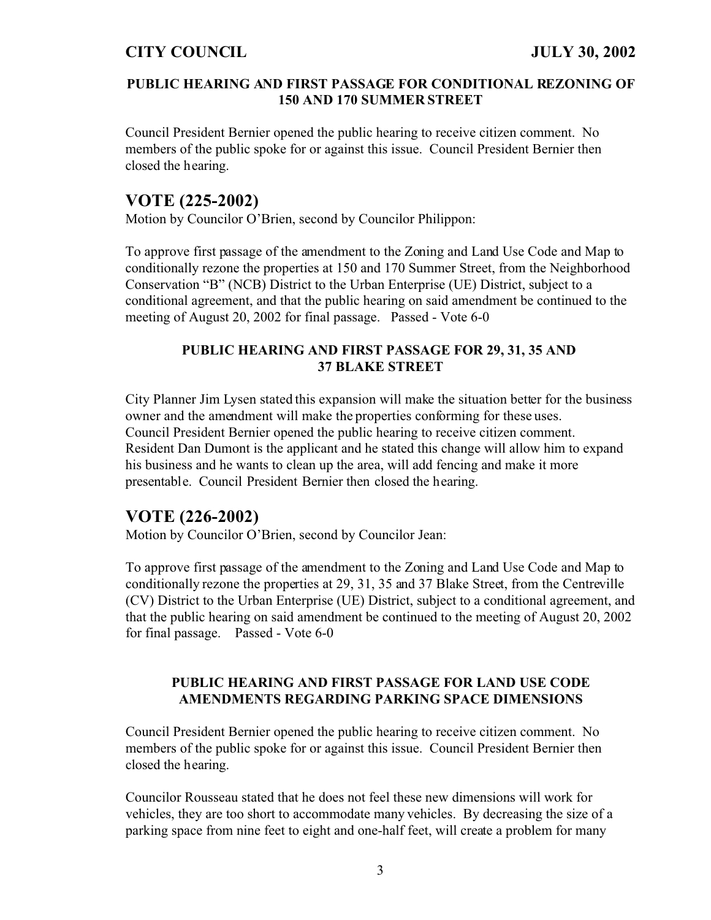#### PUBLIC HEARING AND FIRST PASSAGE FOR CONDITIONAL REZONING OF 150 AND 170 SUMMER STREET

Council President Bernier opened the public hearing to receive citizen comment. No members of the public spoke for or against this issue. Council President Bernier then closed the hearing.

## VOTE (225-2002)

Motion by Councilor O'Brien, second by Councilor Philippon:

To approve first passage of the amendment to the Zoning and Land Use Code and Map to conditionally rezone the properties at 150 and 170 Summer Street, from the Neighborhood Conservation "B" (NCB) District to the Urban Enterprise (UE) District, subject to a conditional agreement, and that the public hearing on said amendment be continued to the meeting of August 20, 2002 for final passage. Passed - Vote 6-0

#### PUBLIC HEARING AND FIRST PASSAGE FOR 29, 31, 35 AND 37 BLAKE STREET

City Planner Jim Lysen stated this expansion will make the situation better for the business owner and the amendment will make the properties conforming for these uses. Council President Bernier opened the public hearing to receive citizen comment. Resident Dan Dumont is the applicant and he stated this change will allow him to expand his business and he wants to clean up the area, will add fencing and make it more presentable. Council President Bernier then closed the hearing.

## VOTE (226-2002)

Motion by Councilor O'Brien, second by Councilor Jean:

To approve first passage of the amendment to the Zoning and Land Use Code and Map to conditionally rezone the properties at 29, 31, 35 and 37 Blake Street, from the Centreville (CV) District to the Urban Enterprise (UE) District, subject to a conditional agreement, and that the public hearing on said amendment be continued to the meeting of August 20, 2002 for final passage. Passed - Vote 6-0

#### PUBLIC HEARING AND FIRST PASSAGE FOR LAND USE CODE AMENDMENTS REGARDING PARKING SPACE DIMENSIONS

Council President Bernier opened the public hearing to receive citizen comment. No members of the public spoke for or against this issue. Council President Bernier then closed the hearing.

Councilor Rousseau stated that he does not feel these new dimensions will work for vehicles, they are too short to accommodate many vehicles. By decreasing the size of a parking space from nine feet to eight and one-half feet, will create a problem for many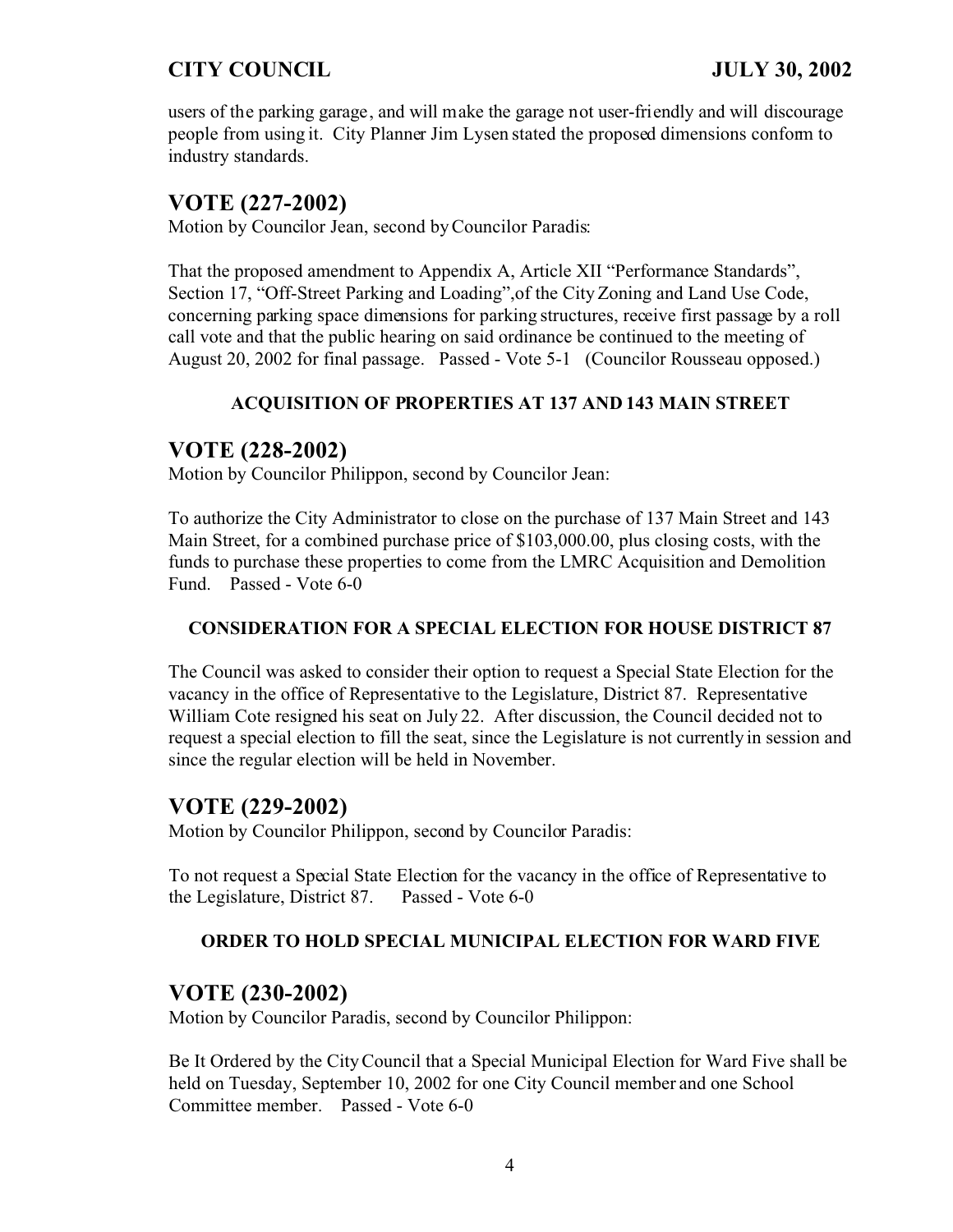users of the parking garage, and will make the garage not user-friendly and will discourage people from using it. City Planner Jim Lysen stated the proposed dimensions conform to industry standards.

## VOTE (227-2002)

Motion by Councilor Jean, second by Councilor Paradis:

That the proposed amendment to Appendix A, Article XII "Performance Standards", Section 17, "Off-Street Parking and Loading", of the City Zoning and Land Use Code, concerning parking space dimensions for parking structures, receive first passage by a roll call vote and that the public hearing on said ordinance be continued to the meeting of August 20, 2002 for final passage. Passed - Vote 5-1 (Councilor Rousseau opposed.)

### ACQUISITION OF PROPERTIES AT 137 AND 143 MAIN STREET

## VOTE (228-2002)

Motion by Councilor Philippon, second by Councilor Jean:

To authorize the City Administrator to close on the purchase of 137 Main Street and 143 Main Street, for a combined purchase price of $103,000.00, plus closing costs, with the funds to purchase these properties to come from the LMRC Acquisition and Demolition Fund. Passed - Vote 6-0

### CONSIDERATION FOR A SPECIAL ELECTION FOR HOUSE DISTRICT 87

The Council was asked to consider their option to request a Special State Election for the vacancy in the office of Representative to the Legislature, District 87. Representative William Cote resigned his seat on July 22. After discussion, the Council decided not to request a special election to fill the seat, since the Legislature is not currently in session and since the regular election will be held in November.

## VOTE (229-2002)

Motion by Councilor Philippon, second by Councilor Paradis:

To not request a Special State Election for the vacancy in the office of Representative to the Legislature, District 87. Passed - Vote 6-0

### ORDER TO HOLD SPECIAL MUNICIPAL ELECTION FOR WARD FIVE

## VOTE (230-2002)

Motion by Councilor Paradis, second by Councilor Philippon:

Be It Ordered by the City Council that a Special Municipal Election for Ward Five shall be held on Tuesday, September 10, 2002 for one City Council member and one School Committee member. Passed - Vote 6-0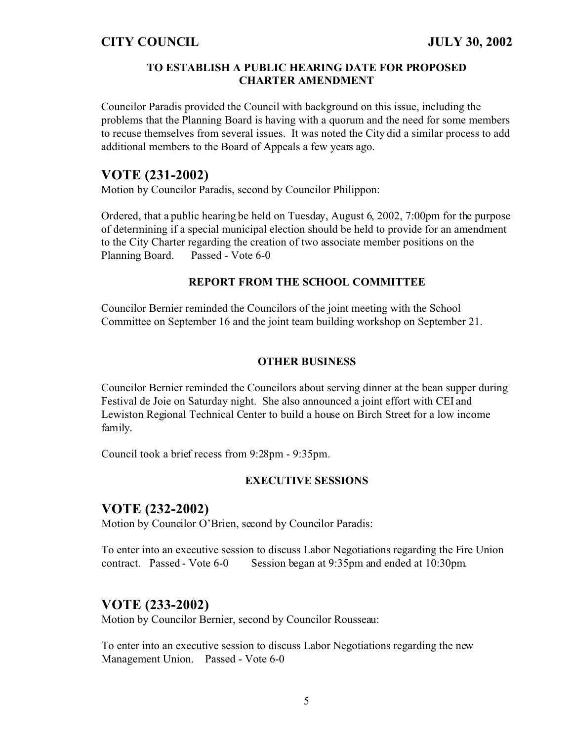### TO ESTABLISH A PUBLIC HEARING DATE FOR PROPOSED CHARTER AMENDMENT

Councilor Paradis provided the Council with background on this issue, including the problems that the Planning Board is having with a quorum and the need for some members to recuse themselves from several issues. It was noted the City did a similar process to add additional members to the Board of Appeals a few years ago.

## VOTE (231-2002)

Motion by Councilor Paradis, second by Councilor Philippon:

Ordered, that a public hearing be held on Tuesday, August 6, 2002, 7:00pm for the purpose of determining if a special municipal election should be held to provide for an amendment to the City Charter regarding the creation of two associate member positions on the Planning Board. Passed - Vote 6-0

### REPORT FROM THE SCHOOL COMMITTEE

Councilor Bernier reminded the Councilors of the joint meeting with the School Committee on September 16 and the joint team building workshop on September 21.

### OTHER BUSINESS

Councilor Bernier reminded the Councilors about serving dinner at the bean supper during Festival de Joie on Saturday night. She also announced a joint effort with CEI and Lewiston Regional Technical Center to build a house on Birch Street for a low income family.

Council took a brief recess from 9:28pm - 9:35pm.

### EXECUTIVE SESSIONS

## VOTE (232-2002)

Motion by Councilor O'Brien, second by Councilor Paradis:

To enter into an executive session to discuss Labor Negotiations regarding the Fire Union contract. Passed - Vote 6-0 Session began at 9:35pm and ended at 10:30pm.

## VOTE (233-2002)

Motion by Councilor Bernier, second by Councilor Rousseau:

To enter into an executive session to discuss Labor Negotiations regarding the new Management Union. Passed - Vote 6-0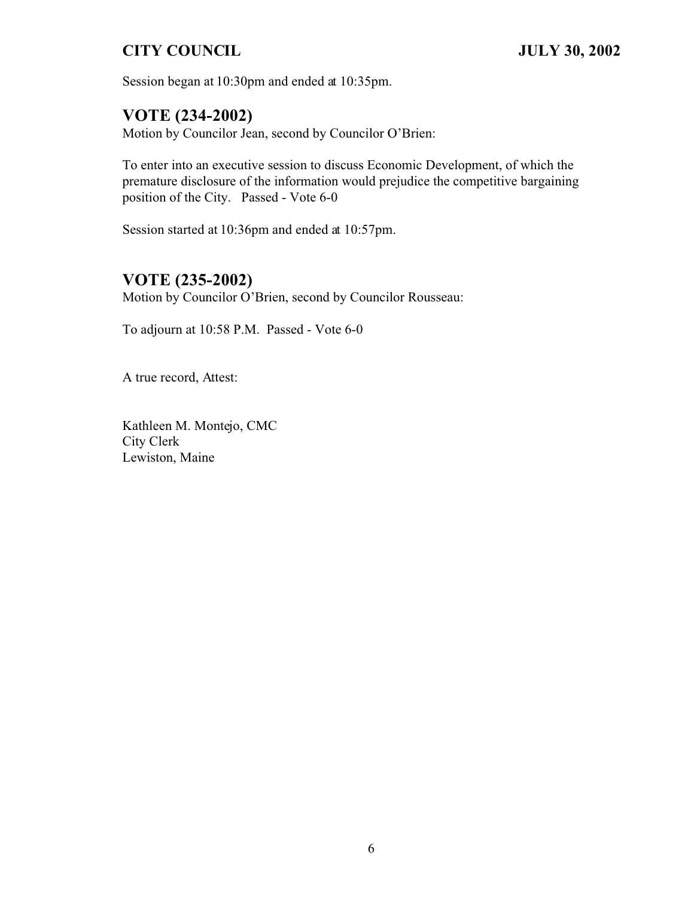Session began at 10:30pm and ended at 10:35pm.

## VOTE (234-2002)

Motion by Councilor Jean, second by Councilor O'Brien:

To enter into an executive session to discuss Economic Development, of which the premature disclosure of the information would prejudice the competitive bargaining position of the City. Passed - Vote 6-0

Session started at 10:36pm and ended at 10:57pm.

## VOTE (235-2002)

Motion by Councilor O'Brien, second by Councilor Rousseau:

To adjourn at 10:58 P.M. Passed - Vote 6-0

A true record, Attest:

Kathleen M. Montejo, CMC
City Clerk
Lewiston, Maine